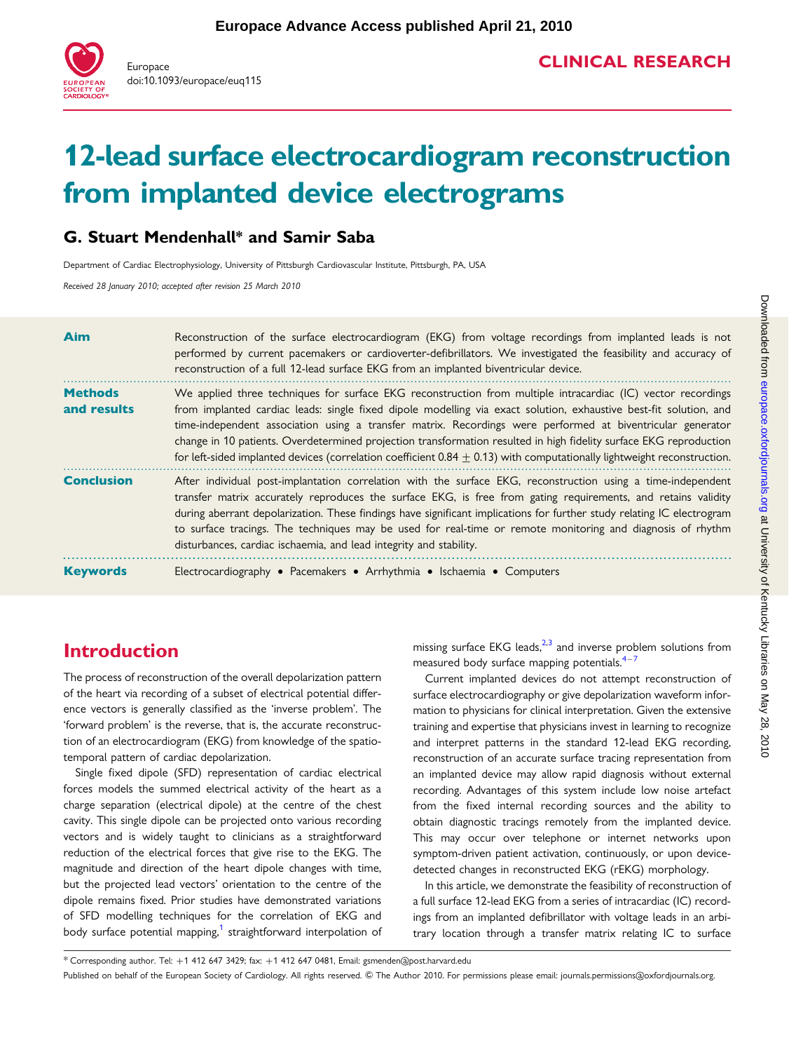# 12-lead surface electrocardiogram reconstruction from implanted device electrograms

## G. Stuart Mendenhall* and Samir Saba

Department of Cardiac Electrophysiology, University of Pittsburgh Cardiovascular Institute, Pittsburgh, PA, USA

*Received 28 January 2010; accepted after revision 25 March 2010*

**Aim** Reconstruction of the surface electrocardiogram (EKG) from voltage recordings from implanted leads is not performed by current pacemakers or cardioverter-defibrillators. We investigated the feasibility and accuracy of reconstruction of a full 12-lead surface EKG from an implanted biventricular device.

**Methods and results** We applied three techniques for surface EKG reconstruction from multiple intracardiac (IC) vector recordings from implanted cardiac leads: single fixed dipole modelling via exact solution, exhaustive best-fit solution, and time-independent association using a transfer matrix. Recordings were performed at biventricular generator change in 10 patients. Overdetermined projection transformation resulted in high fidelity surface EKG reproduction for left-sided implanted devices (correlation coefficient $0.84 \pm 0.13$) with computationally lightweight reconstruction.

**Conclusion** After individual post-implantation correlation with the surface EKG, reconstruction using a time-independent transfer matrix accurately reproduces the surface EKG, is free from gating requirements, and retains validity during aberrant depolarization. These findings have significant implications for further study relating IC electrogram to surface tracings. The techniques may be used for real-time or remote monitoring and diagnosis of rhythm disturbances, cardiac ischaemia, and lead integrity and stability.

**Keywords** Electrocardiography • Pacemakers • Arrhythmia • Ischaemia • Computers

## Introduction

The process of reconstruction of the overall depolarization pattern of the heart via recording of a subset of electrical potential difference vectors is generally classified as the 'inverse problem'. The 'forward problem' is the reverse, that is, the accurate reconstruction of an electrocardiogram (EKG) from knowledge of the spatiotemporal pattern of cardiac depolarization.

Single fixed dipole (SFD) representation of cardiac electrical forces models the summed electrical activity of the heart as a charge separation (electrical dipole) at the centre of the chest cavity. This single dipole can be projected onto various recording vectors and is widely taught to clinicians as a straightforward reduction of the electrical forces that give rise to the EKG. The magnitude and direction of the heart dipole changes with time, but the projected lead vectors' orientation to the centre of the dipole remains fixed. Prior studies have demonstrated variations of SFD modelling techniques for the correlation of EKG and body surface potential mapping,[1] straightforward interpolation of missing surface EKG leads,[2,3] and inverse problem solutions from measured body surface mapping potentials.[4–7]

Current implanted devices do not attempt reconstruction of surface electrocardiography or give depolarization waveform information to physicians for clinical interpretation. Given the extensive training and expertise that physicians invest in learning to recognize and interpret patterns in the standard 12-lead EKG recording, reconstruction of an accurate surface tracing representation from an implanted device may allow rapid diagnosis without external recording. Advantages of this system include low noise artefact from the fixed internal recording sources and the ability to obtain diagnostic tracings remotely from the implanted device. This may occur over telephone or internet networks upon symptom-driven patient activation, continuously, or upon device-detected changes in reconstructed EKG (rEKG) morphology.

In this article, we demonstrate the feasibility of reconstruction of a full surface 12-lead EKG from a series of intracardiac (IC) recordings from an implanted defibrillator with voltage leads in an arbitrary location through a transfer matrix relating IC to surface

---

* Corresponding author. Tel: +1 412 647 3429; fax: +1 412 647 0481, Email: gsmenden@post.harvard.edu

Published on behalf of the European Society of Cardiology. All rights reserved. © The Author 2010. For permissions please email: journals.permissions@oxfordjournals.org.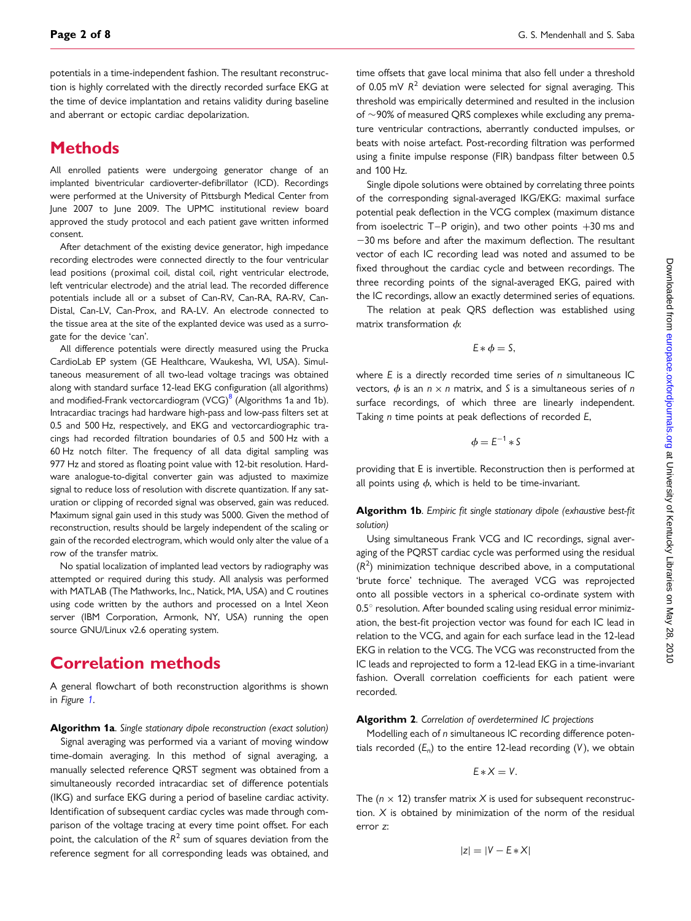potentials in a time-independent fashion. The resultant reconstruction is highly correlated with the directly recorded surface EKG at the time of device implantation and retains validity during baseline and aberrant or ectopic cardiac depolarization.

# Methods

All enrolled patients were undergoing generator change of an implanted biventricular cardioverter-defibrillator (ICD). Recordings were performed at the University of Pittsburgh Medical Center from June 2007 to June 2009. The UPMC institutional review board approved the study protocol and each patient gave written informed consent.

After detachment of the existing device generator, high impedance recording electrodes were connected directly to the four ventricular lead positions (proximal coil, distal coil, right ventricular electrode, left ventricular electrode) and the atrial lead. The recorded difference potentials include all or a subset of Can-RV, Can-RA, RA-RV, Can-Distal, Can-LV, Can-Prox, and RA-LV. An electrode connected to the tissue area at the site of the explanted device was used as a surrogate for the device 'can'.

All difference potentials were directly measured using the Prucka CardioLab EP system (GE Healthcare, Waukesha, WI, USA). Simultaneous measurement of all two-lead voltage tracings was obtained along with standard surface 12-lead EKG configuration (all algorithms) and modified-Frank vectorcardiogram (VCG)[8] (Algorithms 1a and 1b). Intracardiac tracings had hardware high-pass and low-pass filters set at 0.5 and 500 Hz, respectively, and EKG and vectorcardiographic tracings had recorded filtration boundaries of 0.5 and 500 Hz with a 60 Hz notch filter. The frequency of all data digital sampling was 977 Hz and stored as floating point value with 12-bit resolution. Hardware analogue-to-digital converter gain was adjusted to maximize signal to reduce loss of resolution with discrete quantization. If any saturation or clipping of recorded signal was observed, gain was reduced. Maximum signal gain used in this study was 5000. Given the method of reconstruction, results should be largely independent of the scaling or gain of the recorded electrogram, which would only alter the value of a row of the transfer matrix.

No spatial localization of implanted lead vectors by radiography was attempted or required during this study. All analysis was performed with MATLAB (The Mathworks, Inc., Natick, MA, USA) and C routines using code written by the authors and processed on a Intel Xeon server (IBM Corporation, Armonk, NY, USA) running the open source GNU/Linux v2.6 operating system.

# Correlation methods

A general flowchart of both reconstruction algorithms is shown in *Figure 1*.

**Algorithm 1a**. *Single stationary dipole reconstruction (exact solution)*

Signal averaging was performed via a variant of moving window time-domain averaging. In this method of signal averaging, a manually selected reference QRST segment was obtained from a simultaneously recorded intracardiac set of difference potentials (IKG) and surface EKG during a period of baseline cardiac activity. Identification of subsequent cardiac cycles was made through comparison of the voltage tracing at every time point offset. For each point, the calculation of the $R^2$ sum of squares deviation from the reference segment for all corresponding leads was obtained, and time offsets that gave local minima that also fell under a threshold of 0.05 mV $R^2$ deviation were selected for signal averaging. This threshold was empirically determined and resulted in the inclusion of ~90% of measured QRS complexes while excluding any premature ventricular contractions, aberrantly conducted impulses, or beats with noise artefact. Post-recording filtration was performed using a finite impulse response (FIR) bandpass filter between 0.5 and 100 Hz.

Single dipole solutions were obtained by correlating three points of the corresponding signal-averaged IKG/EKG: maximal surface potential peak deflection in the VCG complex (maximum distance from isoelectric T−P origin), and two other points +30 ms and −30 ms before and after the maximum deflection. The resultant vector of each IC recording lead was noted and assumed to be fixed throughout the cardiac cycle and between recordings. The three recording points of the signal-averaged EKG, paired with the IC recordings, allow an exactly determined series of equations.

The relation at peak QRS deflection was established using matrix transformation $\phi$:

$$E * \phi = S,$$

where $E$ is a directly recorded time series of $n$ simultaneous IC vectors, $\phi$ is an $n \times n$ matrix, and $S$ is a simultaneous series of $n$ surface recordings, of which three are linearly independent. Taking $n$ time points at peak deflections of recorded $E$,

$$\phi = E^{-1} * S$$

providing that E is invertible. Reconstruction then is performed at all points using $\phi$, which is held to be time-invariant.

**Algorithm 1b**. *Empiric fit single stationary dipole (exhaustive best-fit solution)*

Using simultaneous Frank VCG and IC recordings, signal averaging of the PQRST cardiac cycle was performed using the residual ($R^2$) minimization technique described above, in a computational 'brute force' technique. The averaged VCG was reprojected onto all possible vectors in a spherical co-ordinate system with 0.5° resolution. After bounded scaling using residual error minimization, the best-fit projection vector was found for each IC lead in relation to the VCG, and again for each surface lead in the 12-lead EKG in relation to the VCG. The VCG was reconstructed from the IC leads and reprojected to form a 12-lead EKG in a time-invariant fashion. Overall correlation coefficients for each patient were recorded.

**Algorithm 2**. *Correlation of overdetermined IC projections*

Modelling each of $n$ simultaneous IC recording difference potentials recorded ($E_n$) to the entire 12-lead recording ($V$), we obtain

$$E * X = V.$$

The ($n \times 12$) transfer matrix $X$ is used for subsequent reconstruction. $X$ is obtained by minimization of the norm of the residual error $z$:

$$|z| = |V - E * X|$$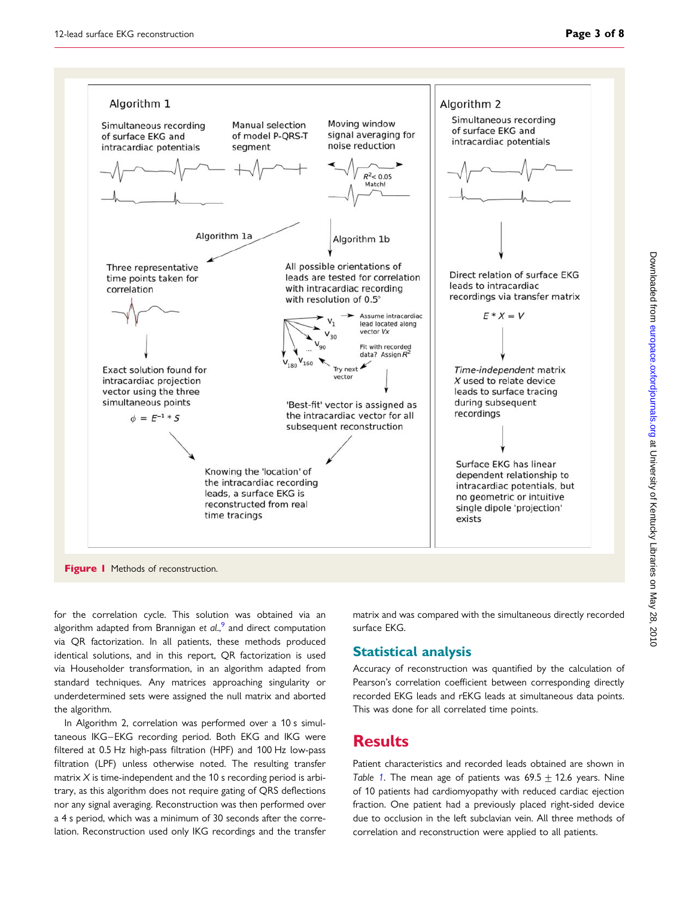Figure 1 Methods of reconstruction.

for the correlation cycle. This solution was obtained via an algorithm adapted from Brannigan *et al.*,[9] and direct computation via QR factorization. In all patients, these methods produced identical solutions, and in this report, QR factorization is used via Householder transformation, in an algorithm adapted from standard techniques. Any matrices approaching singularity or underdetermined sets were assigned the null matrix and aborted the algorithm.

In Algorithm 2, correlation was performed over a 10 s simultaneous IKG–EKG recording period. Both EKG and IKG were filtered at 0.5 Hz high-pass filtration (HPF) and 100 Hz low-pass filtration (LPF) unless otherwise noted. The resulting transfer matrix $X$ is time-independent and the 10 s recording period is arbitrary, as this algorithm does not require gating of QRS deflections nor any signal averaging. Reconstruction was then performed over a 4 s period, which was a minimum of 30 seconds after the correlation. Reconstruction used only IKG recordings and the transfer matrix and was compared with the simultaneous directly recorded surface EKG.

## Statistical analysis

Accuracy of reconstruction was quantified by the calculation of Pearson's correlation coefficient between corresponding directly recorded EKG leads and rEKG leads at simultaneous data points. This was done for all correlated time points.

# Results

Patient characteristics and recorded leads obtained are shown in *Table 1*. The mean age of patients was 69.5 ± 12.6 years. Nine of 10 patients had cardiomyopathy with reduced cardiac ejection fraction. One patient had a previously placed right-sided device due to occlusion in the left subclavian vein. All three methods of correlation and reconstruction were applied to all patients.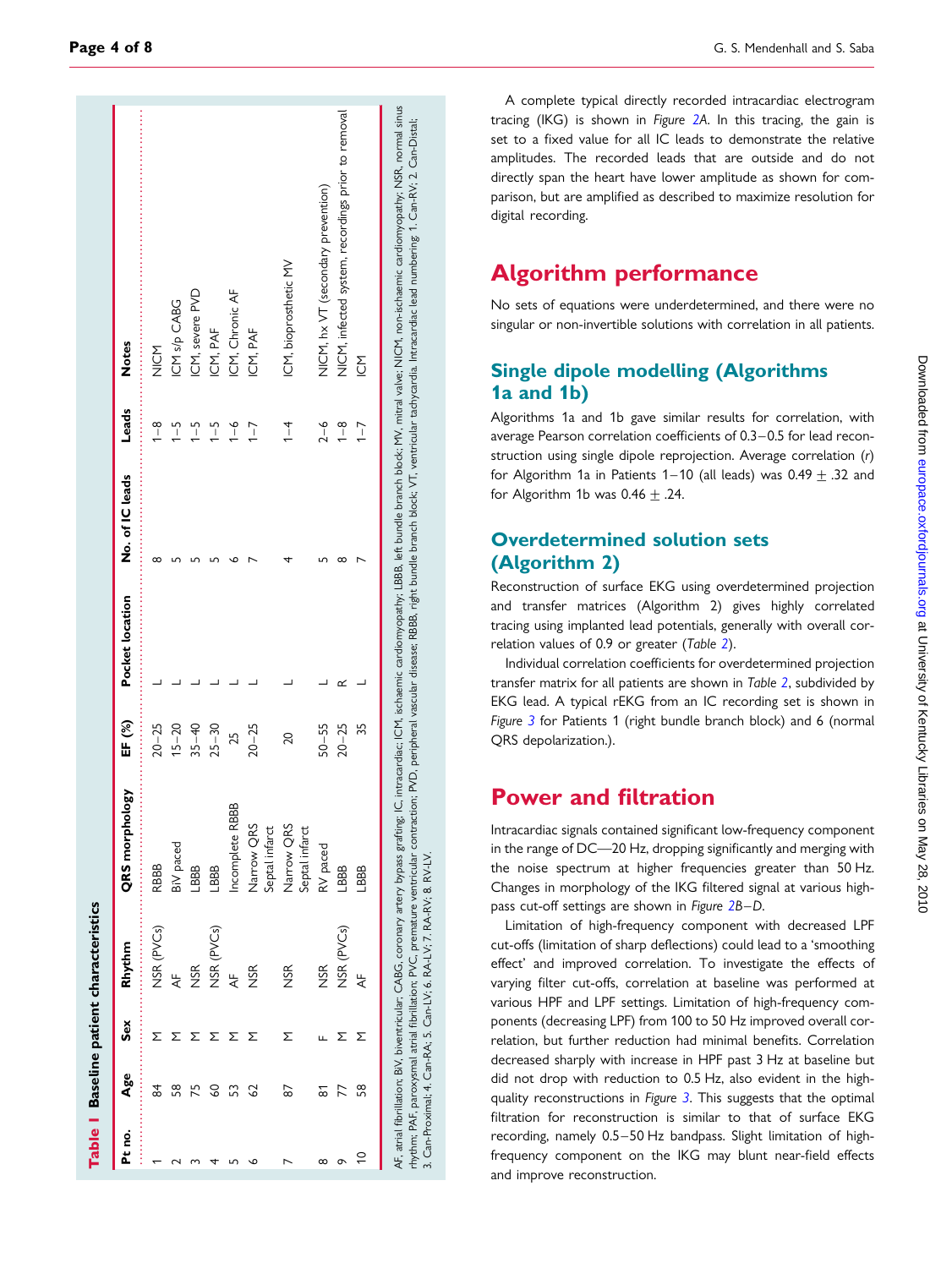**Table 1 Baseline patient characteristics**

| Pt no. | Age | Sex | Rhythm | QRS morphology | EF (%) | Pocket location | No. of IC leads | Leads | Notes |
|---|---|---|---|---|---|---|---|---|---|
| 1 | 84 | M | NSR (PVCs) | RBBB | 20–25 | L | 8 | 1–8 | NICM |
| 2 | 58 | M | AF | BiV paced | 15–20 | L | 5 | 1–5 | ICM s/p CABG |
| 3 | 75 | M | NSR | LBBB | 35–40 | L | 5 | 1–5 | ICM, severe PVD |
| 4 | 60 | M | NSR (PVCs) | LBBB | 25–30 | L | 5 | 1–5 | ICM, PAF |
| 5 | 53 | M | AF | Incomplete RBBB | 25 | L | 6 | 1–6 | ICM, Chronic AF |
| 6 | 62 | M | NSR | Narrow QRS Septal infarct | 20–25 | L | 7 | 1–7 | ICM, PAF |
| 7 | 87 | M | NSR | Narrow QRS Septal infarct | 20 | L | 4 | 1–4 | ICM, bioprosthetic MV |
| 8 | 81 | F | NSR | RV paced | 50–55 | L | 5 | 2–6 | NICM, hx VT (secondary prevention) |
| 9 | 77 | M | NSR (PVCs) | LBBB | 20–25 | R | 8 | 1–8 | NICM, infected system, recordings prior to removal |
| 10 | 58 | M | AF | LBBB | 35 | L | 7 | 1–7 | ICM |

AF, atrial fibrillation; BiV, biventricular; CABG, coronary artery bypass grafting; IC, intracardiac; ICM, ischaemic cardiomyopathy; LBBB, left bundle branch block; MV, mitral valve; NICM, non-ischaemic cardiomyopathy; NSR, normal sinus rhythm; PAF, paroxysmal atrial fibrillation; PVC, premature ventricular contraction; PVD, peripheral vascular disease; RBBB, right bundle branch block; VT, ventricular tachycardia. Intracardiac lead numbering: 1. Can-RV; 2. Can-Distal; 3. Can-Proximal; 4. Can-RA; 5. Can-LV; 6. RA-LV; 7. RA-RV; 8. RV-LV.

A complete typical directly recorded intracardiac electrogram tracing (IKG) is shown in *Figure 2A*. In this tracing, the gain is set to a fixed value for all IC leads to demonstrate the relative amplitudes. The recorded leads that are outside and do not directly span the heart have lower amplitude as shown for comparison, but are amplified as described to maximize resolution for digital recording.

# Algorithm performance

No sets of equations were underdetermined, and there were no singular or non-invertible solutions with correlation in all patients.

## Single dipole modelling (Algorithms 1a and 1b)

Algorithms 1a and 1b gave similar results for correlation, with average Pearson correlation coefficients of 0.3–0.5 for lead reconstruction using single dipole reprojection. Average correlation ($r$) for Algorithm 1a in Patients 1–10 (all leads) was $0.49 \pm .32$ and for Algorithm 1b was $0.46 \pm .24$.

## Overdetermined solution sets (Algorithm 2)

Reconstruction of surface EKG using overdetermined projection and transfer matrices (Algorithm 2) gives highly correlated tracing using implanted lead potentials, generally with overall correlation values of 0.9 or greater (*Table 2*).

Individual correlation coefficients for overdetermined projection transfer matrix for all patients are shown in *Table 2*, subdivided by EKG lead. A typical rEKG from an IC recording set is shown in *Figure 3* for Patients 1 (right bundle branch block) and 6 (normal QRS depolarization.).

# Power and filtration

Intracardiac signals contained significant low-frequency component in the range of DC—20 Hz, dropping significantly and merging with the noise spectrum at higher frequencies greater than 50 Hz. Changes in morphology of the IKG filtered signal at various high-pass cut-off settings are shown in *Figure 2B–D*.

Limitation of high-frequency component with decreased LPF cut-offs (limitation of sharp deflections) could lead to a 'smoothing effect' and improved correlation. To investigate the effects of varying filter cut-offs, correlation at baseline was performed at various HPF and LPF settings. Limitation of high-frequency components (decreasing LPF) from 100 to 50 Hz improved overall correlation, but further reduction had minimal benefits. Correlation decreased sharply with increase in HPF past 3 Hz at baseline but did not drop with reduction to 0.5 Hz, also evident in the high-quality reconstructions in *Figure 3*. This suggests that the optimal filtration for reconstruction is similar to that of surface EKG recording, namely 0.5–50 Hz bandpass. Slight limitation of high-frequency component on the IKG may blunt near-field effects and improve reconstruction.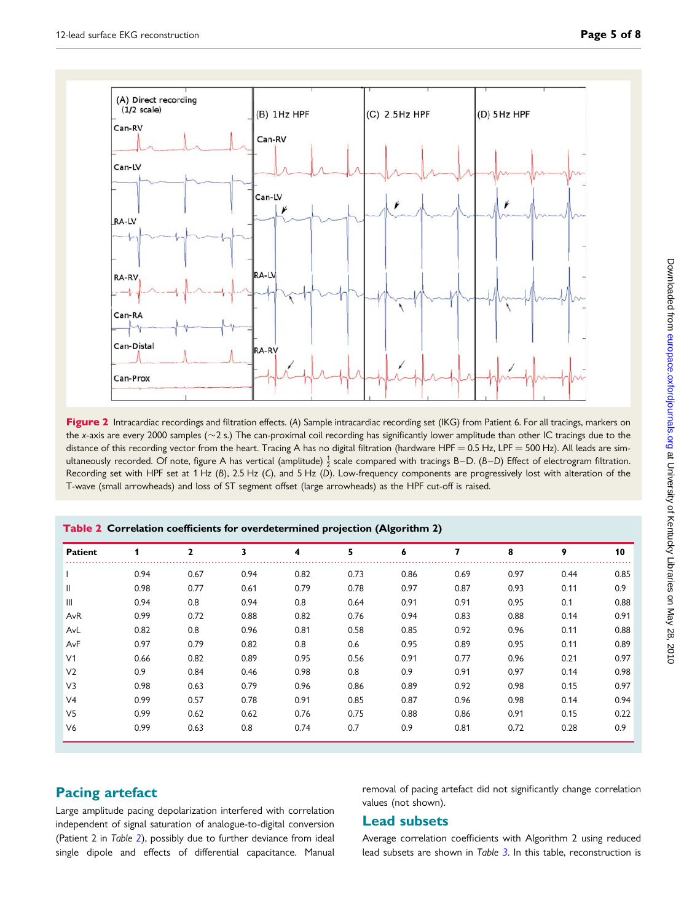Figure 2 Intracardiac recordings and filtration effects. (*A*) Sample intracardiac recording set (IKG) from Patient 6. For all tracings, markers on the *x*-axis are every 2000 samples (~2 s.) The can-proximal coil recording has significantly lower amplitude than other IC tracings due to the distance of this recording vector from the heart. Tracing A has no digital filtration (hardware HPF = 0.5 Hz, LPF = 500 Hz). All leads are simultaneously recorded. Of note, figure A has vertical (amplitude) $\frac{1}{2}$ scale compared with tracings B–D. (*B–D*) Effect of electrogram filtration. Recording set with HPF set at 1 Hz (*B*), 2.5 Hz (*C*), and 5 Hz (*D*). Low-frequency components are progressively lost with alteration of the T-wave (small arrowheads) and loss of ST segment offset (large arrowheads) as the HPF cut-off is raised.

**Table 2 Correlation coefficients for overdetermined projection (Algorithm 2)**

| Patient | 1 | 2 | 3 | 4 | 5 | 6 | 7 | 8 | 9 | 10 |
|---|---|---|---|---|---|---|---|---|---|---|
| I | 0.94 | 0.67 | 0.94 | 0.82 | 0.73 | 0.86 | 0.69 | 0.97 | 0.44 | 0.85 |
| II | 0.98 | 0.77 | 0.61 | 0.79 | 0.78 | 0.97 | 0.87 | 0.93 | 0.11 | 0.9 |
| III | 0.94 | 0.8 | 0.94 | 0.8 | 0.64 | 0.91 | 0.91 | 0.95 | 0.1 | 0.88 |
| AvR | 0.99 | 0.72 | 0.88 | 0.82 | 0.76 | 0.94 | 0.83 | 0.88 | 0.14 | 0.91 |
| AvL | 0.82 | 0.8 | 0.96 | 0.81 | 0.58 | 0.85 | 0.92 | 0.96 | 0.11 | 0.88 |
| AvF | 0.97 | 0.79 | 0.82 | 0.8 | 0.6 | 0.95 | 0.89 | 0.95 | 0.11 | 0.89 |
| V1 | 0.66 | 0.82 | 0.89 | 0.95 | 0.56 | 0.91 | 0.77 | 0.96 | 0.21 | 0.97 |
| V2 | 0.9 | 0.84 | 0.46 | 0.98 | 0.8 | 0.9 | 0.91 | 0.97 | 0.14 | 0.98 |
| V3 | 0.98 | 0.63 | 0.79 | 0.96 | 0.86 | 0.89 | 0.92 | 0.98 | 0.15 | 0.97 |
| V4 | 0.99 | 0.57 | 0.78 | 0.91 | 0.85 | 0.87 | 0.96 | 0.98 | 0.14 | 0.94 |
| V5 | 0.99 | 0.62 | 0.62 | 0.76 | 0.75 | 0.88 | 0.86 | 0.91 | 0.15 | 0.22 |
| V6 | 0.99 | 0.63 | 0.8 | 0.74 | 0.7 | 0.9 | 0.81 | 0.72 | 0.28 | 0.9 |

## Pacing artefact

Large amplitude pacing depolarization interfered with correlation independent of signal saturation of analogue-to-digital conversion (Patient 2 in *Table 2*), possibly due to further deviance from ideal single dipole and effects of differential capacitance. Manual removal of pacing artefact did not significantly change correlation values (not shown).

## Lead subsets

Average correlation coefficients with Algorithm 2 using reduced lead subsets are shown in *Table 3*. In this table, reconstruction is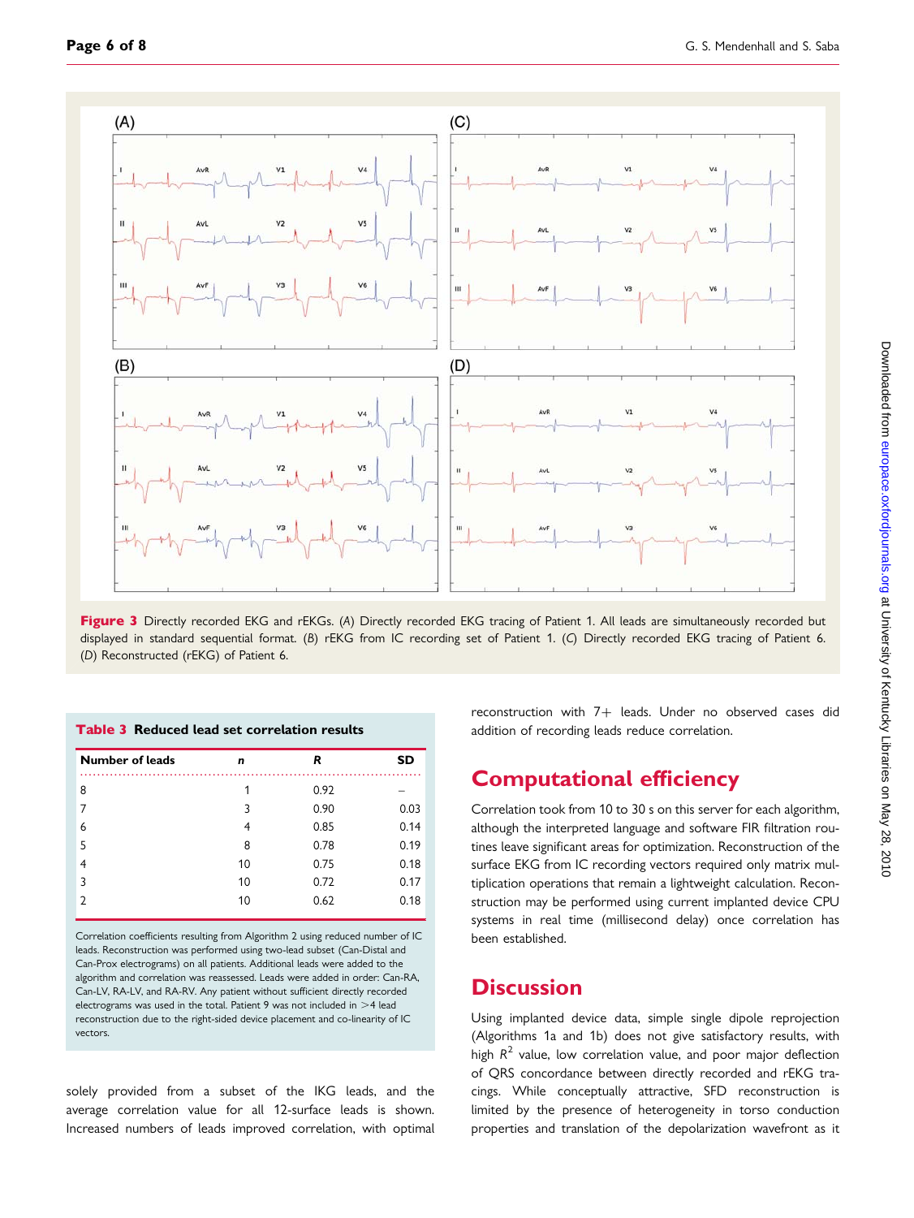**Figure 3** Directly recorded EKG and rEKGs. (*A*) Directly recorded EKG tracing of Patient 1. All leads are simultaneously recorded but displayed in standard sequential format. (*B*) rEKG from IC recording set of Patient 1. (*C*) Directly recorded EKG tracing of Patient 6. (*D*) Reconstructed (rEKG) of Patient 6.

**Table 3 Reduced lead set correlation results**

| Number of leads | *n* | *R* | SD |
|---|---|---|---|
| 8 | 1 | 0.92 | – |
| 7 | 3 | 0.90 | 0.03 |
| 6 | 4 | 0.85 | 0.14 |
| 5 | 8 | 0.78 | 0.19 |
| 4 | 10 | 0.75 | 0.18 |
| 3 | 10 | 0.72 | 0.17 |
| 2 | 10 | 0.62 | 0.18 |

Correlation coefficients resulting from Algorithm 2 using reduced number of IC leads. Reconstruction was performed using two-lead subset (Can-Distal and Can-Prox electrograms) on all patients. Additional leads were added to the algorithm and correlation was reassessed. Leads were added in order: Can-RA, Can-LV, RA-LV, and RA-RV. Any patient without sufficient directly recorded electrograms was used in the total. Patient 9 was not included in >4 lead reconstruction due to the right-sided device placement and co-linearity of IC vectors.

solely provided from a subset of the IKG leads, and the average correlation value for all 12-surface leads is shown. Increased numbers of leads improved correlation, with optimal reconstruction with 7+ leads. Under no observed cases did addition of recording leads reduce correlation.

## Computational efficiency

Correlation took from 10 to 30 s on this server for each algorithm, although the interpreted language and software FIR filtration routines leave significant areas for optimization. Reconstruction of the surface EKG from IC recording vectors required only matrix multiplication operations that remain a lightweight calculation. Reconstruction may be performed using current implanted device CPU systems in real time (millisecond delay) once correlation has been established.

## Discussion

Using implanted device data, simple single dipole reprojection (Algorithms 1a and 1b) does not give satisfactory results, with high $R^2$ value, low correlation value, and poor major deflection of QRS concordance between directly recorded and rEKG tracings. While conceptually attractive, SFD reconstruction is limited by the presence of heterogeneity in torso conduction properties and translation of the depolarization wavefront as it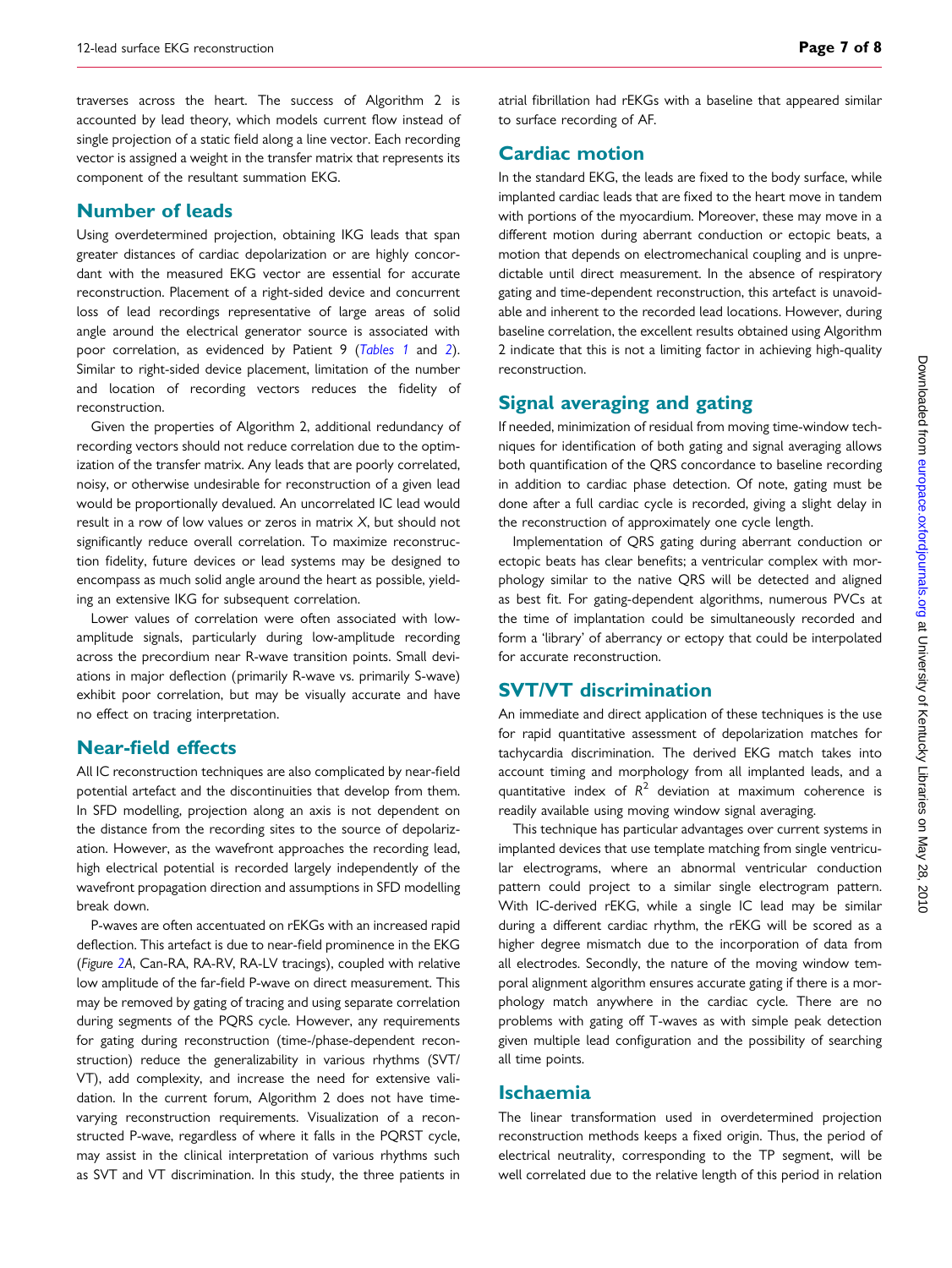traverses across the heart. The success of Algorithm 2 is accounted by lead theory, which models current flow instead of single projection of a static field along a line vector. Each recording vector is assigned a weight in the transfer matrix that represents its component of the resultant summation EKG.

## Number of leads

Using overdetermined projection, obtaining IKG leads that span greater distances of cardiac depolarization or are highly concordant with the measured EKG vector are essential for accurate reconstruction. Placement of a right-sided device and concurrent loss of lead recordings representative of large areas of solid angle around the electrical generator source is associated with poor correlation, as evidenced by Patient 9 (*Tables 1* and *2*). Similar to right-sided device placement, limitation of the number and location of recording vectors reduces the fidelity of reconstruction.

Given the properties of Algorithm 2, additional redundancy of recording vectors should not reduce correlation due to the optimization of the transfer matrix. Any leads that are poorly correlated, noisy, or otherwise undesirable for reconstruction of a given lead would be proportionally devalued. An uncorrelated IC lead would result in a row of low values or zeros in matrix *X*, but should not significantly reduce overall correlation. To maximize reconstruction fidelity, future devices or lead systems may be designed to encompass as much solid angle around the heart as possible, yielding an extensive IKG for subsequent correlation.

Lower values of correlation were often associated with low-amplitude signals, particularly during low-amplitude recording across the precordium near R-wave transition points. Small deviations in major deflection (primarily R-wave vs. primarily S-wave) exhibit poor correlation, but may be visually accurate and have no effect on tracing interpretation.

## Near-field effects

All IC reconstruction techniques are also complicated by near-field potential artefact and the discontinuities that develop from them. In SFD modelling, projection along an axis is not dependent on the distance from the recording sites to the source of depolarization. However, as the wavefront approaches the recording lead, high electrical potential is recorded largely independently of the wavefront propagation direction and assumptions in SFD modelling break down.

P-waves are often accentuated on rEKGs with an increased rapid deflection. This artefact is due to near-field prominence in the EKG (*Figure 2A*, Can-RA, RA-RV, RA-LV tracings), coupled with relative low amplitude of the far-field P-wave on direct measurement. This may be removed by gating of tracing and using separate correlation during segments of the PQRS cycle. However, any requirements for gating during reconstruction (time-/phase-dependent reconstruction) reduce the generalizability in various rhythms (SVT/VT), add complexity, and increase the need for extensive validation. In the current forum, Algorithm 2 does not have time-varying reconstruction requirements. Visualization of a reconstructed P-wave, regardless of where it falls in the PQRST cycle, may assist in the clinical interpretation of various rhythms such as SVT and VT discrimination. In this study, the three patients in atrial fibrillation had rEKGs with a baseline that appeared similar to surface recording of AF.

## Cardiac motion

In the standard EKG, the leads are fixed to the body surface, while implanted cardiac leads that are fixed to the heart move in tandem with portions of the myocardium. Moreover, these may move in a different motion during aberrant conduction or ectopic beats, a motion that depends on electromechanical coupling and is unpredictable until direct measurement. In the absence of respiratory gating and time-dependent reconstruction, this artefact is unavoidable and inherent to the recorded lead locations. However, during baseline correlation, the excellent results obtained using Algorithm 2 indicate that this is not a limiting factor in achieving high-quality reconstruction.

## Signal averaging and gating

If needed, minimization of residual from moving time-window techniques for identification of both gating and signal averaging allows both quantification of the QRS concordance to baseline recording in addition to cardiac phase detection. Of note, gating must be done after a full cardiac cycle is recorded, giving a slight delay in the reconstruction of approximately one cycle length.

Implementation of QRS gating during aberrant conduction or ectopic beats has clear benefits; a ventricular complex with morphology similar to the native QRS will be detected and aligned as best fit. For gating-dependent algorithms, numerous PVCs at the time of implantation could be simultaneously recorded and form a 'library' of aberrancy or ectopy that could be interpolated for accurate reconstruction.

## SVT/VT discrimination

An immediate and direct application of these techniques is the use for rapid quantitative assessment of depolarization matches for tachycardia discrimination. The derived EKG match takes into account timing and morphology from all implanted leads, and a quantitative index of $R^2$ deviation at maximum coherence is readily available using moving window signal averaging.

This technique has particular advantages over current systems in implanted devices that use template matching from single ventricular electrograms, where an abnormal ventricular conduction pattern could project to a similar single electrogram pattern. With IC-derived rEKG, while a single IC lead may be similar during a different cardiac rhythm, the rEKG will be scored as a higher degree mismatch due to the incorporation of data from all electrodes. Secondly, the nature of the moving window temporal alignment algorithm ensures accurate gating if there is a morphology match anywhere in the cardiac cycle. There are no problems with gating off T-waves as with simple peak detection given multiple lead configuration and the possibility of searching all time points.

## Ischaemia

The linear transformation used in overdetermined projection reconstruction methods keeps a fixed origin. Thus, the period of electrical neutrality, corresponding to the TP segment, will be well correlated due to the relative length of this period in relation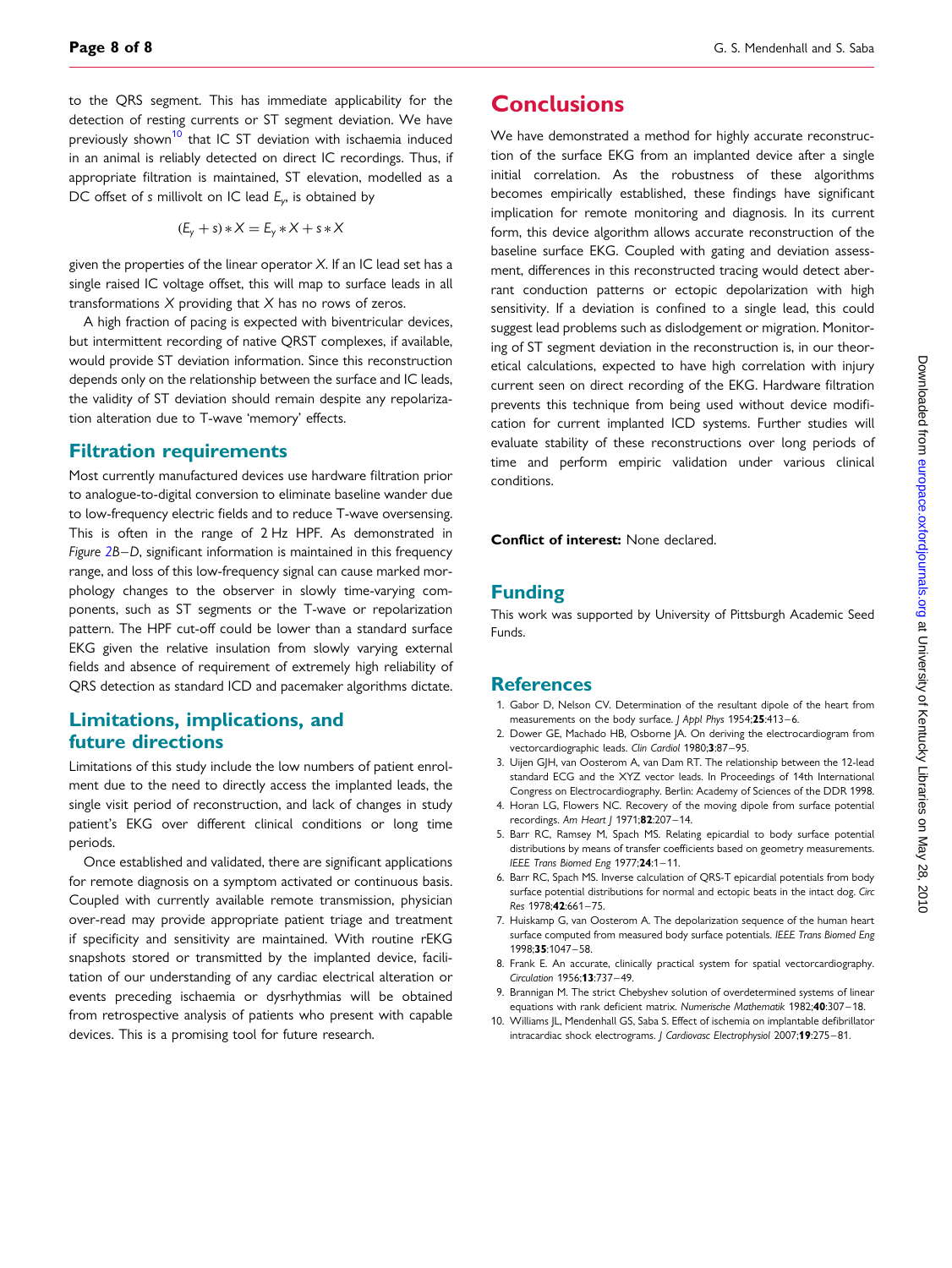to the QRS segment. This has immediate applicability for the detection of resting currents or ST segment deviation. We have previously shown[10] that IC ST deviation with ischaemia induced in an animal is reliably detected on direct IC recordings. Thus, if appropriate filtration is maintained, ST elevation, modelled as a DC offset of $s$ millivolt on IC lead $E_y$, is obtained by

$$(E_y + s) * X = E_y * X + s * X$$

given the properties of the linear operator $X$. If an IC lead set has a single raised IC voltage offset, this will map to surface leads in all transformations $X$ providing that $X$ has no rows of zeros.

A high fraction of pacing is expected with biventricular devices, but intermittent recording of native QRST complexes, if available, would provide ST deviation information. Since this reconstruction depends only on the relationship between the surface and IC leads, the validity of ST deviation should remain despite any repolarization alteration due to T-wave 'memory' effects.

## Filtration requirements

Most currently manufactured devices use hardware filtration prior to analogue-to-digital conversion to eliminate baseline wander due to low-frequency electric fields and to reduce T-wave oversensing. This is often in the range of 2 Hz HPF. As demonstrated in *Figure 2B–D*, significant information is maintained in this frequency range, and loss of this low-frequency signal can cause marked morphology changes to the observer in slowly time-varying components, such as ST segments or the T-wave or repolarization pattern. The HPF cut-off could be lower than a standard surface EKG given the relative insulation from slowly varying external fields and absence of requirement of extremely high reliability of QRS detection as standard ICD and pacemaker algorithms dictate.

## Limitations, implications, and future directions

Limitations of this study include the low numbers of patient enrolment due to the need to directly access the implanted leads, the single visit period of reconstruction, and lack of changes in study patient's EKG over different clinical conditions or long time periods.

Once established and validated, there are significant applications for remote diagnosis on a symptom activated or continuous basis. Coupled with currently available remote transmission, physician over-read may provide appropriate patient triage and treatment if specificity and sensitivity are maintained. With routine rEKG snapshots stored or transmitted by the implanted device, facilitation of our understanding of any cardiac electrical alteration or events preceding ischaemia or dysrhythmias will be obtained from retrospective analysis of patients who present with capable devices. This is a promising tool for future research.

# Conclusions

We have demonstrated a method for highly accurate reconstruction of the surface EKG from an implanted device after a single initial correlation. As the robustness of these algorithms becomes empirically established, these findings have significant implication for remote monitoring and diagnosis. In its current form, this device algorithm allows accurate reconstruction of the baseline surface EKG. Coupled with gating and deviation assessment, differences in this reconstructed tracing would detect aberrant conduction patterns or ectopic depolarization with high sensitivity. If a deviation is confined to a single lead, this could suggest lead problems such as dislodgement or migration. Monitoring of ST segment deviation in the reconstruction is, in our theoretical calculations, expected to have high correlation with injury current seen on direct recording of the EKG. Hardware filtration prevents this technique from being used without device modification for current implanted ICD systems. Further studies will evaluate stability of these reconstructions over long periods of time and perform empiric validation under various clinical conditions.

**Conflict of interest:** None declared.

## Funding

This work was supported by University of Pittsburgh Academic Seed Funds.

## References

1. Gabor D, Nelson CV. Determination of the resultant dipole of the heart from measurements on the body surface. *J Appl Phys* 1954;**25**:413–6.
2. Dower GE, Machado HB, Osborne JA. On deriving the electrocardiogram from vectorcardiographic leads. *Clin Cardiol* 1980;**3**:87–95.
3. Uijen GJH, van Oosterom A, van Dam RT. The relationship between the 12-lead standard ECG and the XYZ vector leads. In Proceedings of 14th International Congress on Electrocardiography. Berlin: Academy of Sciences of the DDR 1998.
4. Horan LG, Flowers NC. Recovery of the moving dipole from surface potential recordings. *Am Heart J* 1971;**82**:207–14.
5. Barr RC, Ramsey M, Spach MS. Relating epicardial to body surface potential distributions by means of transfer coefficients based on geometry measurements. *IEEE Trans Biomed Eng* 1977;**24**:1–11.
6. Barr RC, Spach MS. Inverse calculation of QRS-T epicardial potentials from body surface potential distributions for normal and ectopic beats in the intact dog. *Circ Res* 1978;**42**:661–75.
7. Huiskamp G, van Oosterom A. The depolarization sequence of the human heart surface computed from measured body surface potentials. *IEEE Trans Biomed Eng* 1998;**35**:1047–58.
8. Frank E. An accurate, clinically practical system for spatial vectorcardiography. *Circulation* 1956;**13**:737–49.
9. Brannigan M. The strict Chebyshev solution of overdetermined systems of linear equations with rank deficient matrix. *Numerische Mathematik* 1982;**40**:307–18.
10. Williams JL, Mendenhall GS, Saba S. Effect of ischemia on implantable defibrillator intracardiac shock electrograms. *J Cardiovasc Electrophysiol* 2007;**19**:275–81.